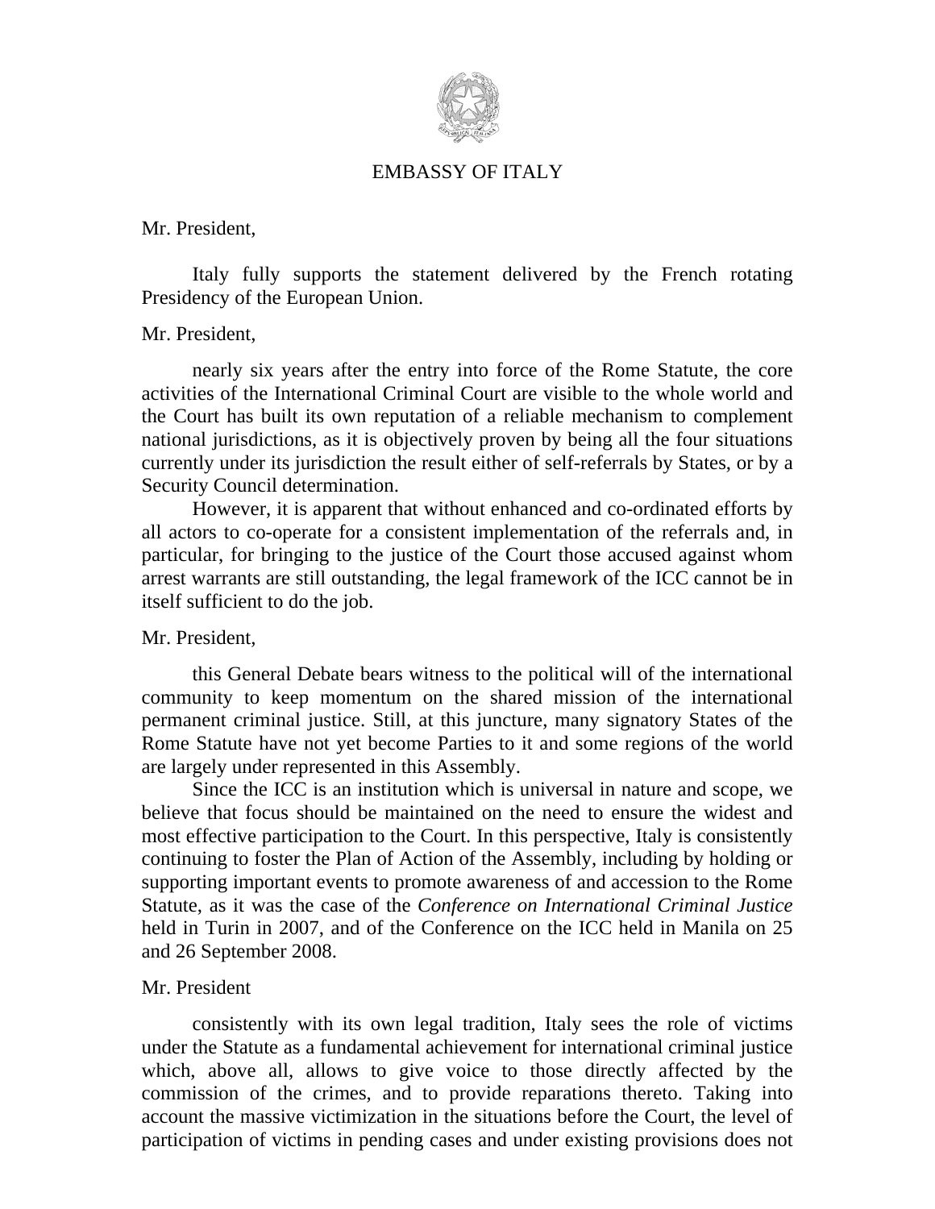EMBASSY OF ITALY

Mr. President,

Italy fully supports the statement delivered by the French rotating Presidency of the European Union.

Mr. President,

nearly six years after the entry into force of the Rome Statute, the core activities of the International Criminal Court are visible to the whole world and the Court has built its own reputation of a reliable mechanism to complement national jurisdictions, as it is objectively proven by being all the four situations currently under its jurisdiction the result either of self-referrals by States, or by a Security Council determination.

However, it is apparent that without enhanced and co-ordinated efforts by all actors to co-operate for a consistent implementation of the referrals and, in particular, for bringing to the justice of the Court those accused against whom arrest warrants are still outstanding, the legal framework of the ICC cannot be in itself sufficient to do the job.

Mr. President,

this General Debate bears witness to the political will of the international community to keep momentum on the shared mission of the international permanent criminal justice. Still, at this juncture, many signatory States of the Rome Statute have not yet become Parties to it and some regions of the world are largely under represented in this Assembly.

Since the ICC is an institution which is universal in nature and scope, we believe that focus should be maintained on the need to ensure the widest and most effective participation to the Court. In this perspective, Italy is consistently continuing to foster the Plan of Action of the Assembly, including by holding or supporting important events to promote awareness of and accession to the Rome Statute, as it was the case of the *Conference on International Criminal Justice* held in Turin in 2007, and of the Conference on the ICC held in Manila on 25 and 26 September 2008.

Mr. President

consistently with its own legal tradition, Italy sees the role of victims under the Statute as a fundamental achievement for international criminal justice which, above all, allows to give voice to those directly affected by the commission of the crimes, and to provide reparations thereto. Taking into account the massive victimization in the situations before the Court, the level of participation of victims in pending cases and under existing provisions does not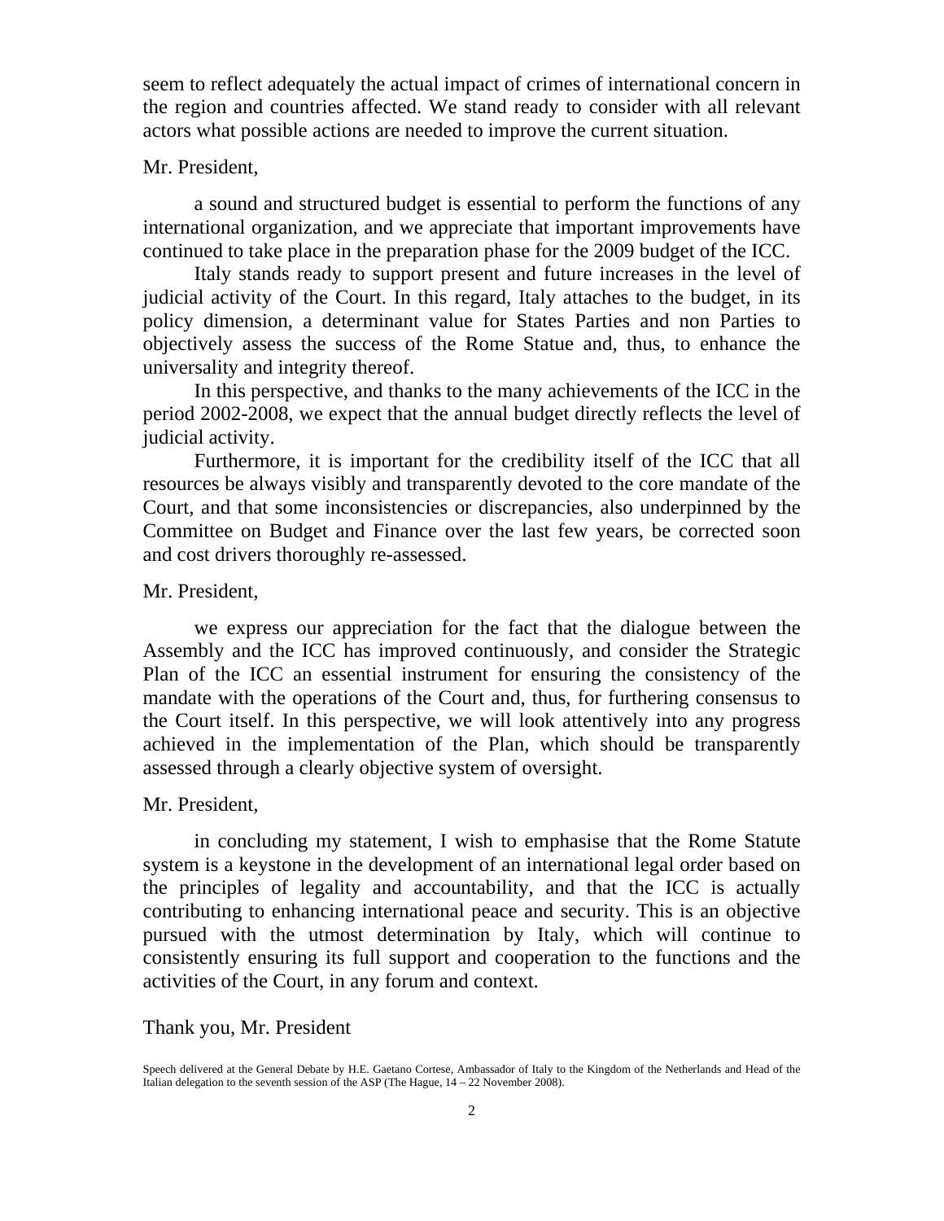seem to reflect adequately the actual impact of crimes of international concern in the region and countries affected. We stand ready to consider with all relevant actors what possible actions are needed to improve the current situation.

Mr. President,

a sound and structured budget is essential to perform the functions of any international organization, and we appreciate that important improvements have continued to take place in the preparation phase for the 2009 budget of the ICC.

Italy stands ready to support present and future increases in the level of judicial activity of the Court. In this regard, Italy attaches to the budget, in its policy dimension, a determinant value for States Parties and non Parties to objectively assess the success of the Rome Statue and, thus, to enhance the universality and integrity thereof.

In this perspective, and thanks to the many achievements of the ICC in the period 2002-2008, we expect that the annual budget directly reflects the level of judicial activity.

Furthermore, it is important for the credibility itself of the ICC that all resources be always visibly and transparently devoted to the core mandate of the Court, and that some inconsistencies or discrepancies, also underpinned by the Committee on Budget and Finance over the last few years, be corrected soon and cost drivers thoroughly re-assessed.

Mr. President,

we express our appreciation for the fact that the dialogue between the Assembly and the ICC has improved continuously, and consider the Strategic Plan of the ICC an essential instrument for ensuring the consistency of the mandate with the operations of the Court and, thus, for furthering consensus to the Court itself. In this perspective, we will look attentively into any progress achieved in the implementation of the Plan, which should be transparently assessed through a clearly objective system of oversight.

Mr. President,

in concluding my statement, I wish to emphasise that the Rome Statute system is a keystone in the development of an international legal order based on the principles of legality and accountability, and that the ICC is actually contributing to enhancing international peace and security. This is an objective pursued with the utmost determination by Italy, which will continue to consistently ensuring its full support and cooperation to the functions and the activities of the Court, in any forum and context.

Thank you, Mr. President

Speech delivered at the General Debate by H.E. Gaetano Cortese, Ambassador of Italy to the Kingdom of the Netherlands and Head of the Italian delegation to the seventh session of the ASP (The Hague, 14 – 22 November 2008).